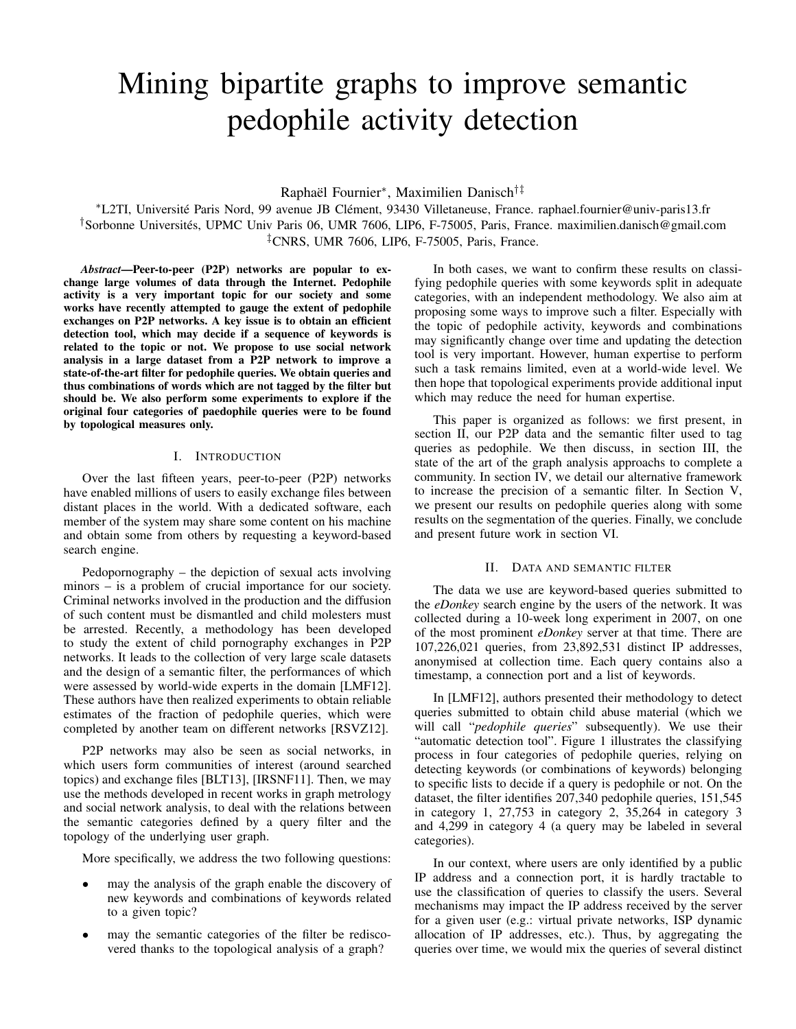# Mining bipartite graphs to improve semantic pedophile activity detection

Raphaël Fournier*, Maximilien Danisch[†‡]

*L2TI, Université Paris Nord, 99 avenue JB Clément, 93430 Villetaneuse, France. raphael.fournier@univ-paris13.fr
[†]Sorbonne Universités, UPMC Univ Paris 06, UMR 7606, LIP6, F-75005, Paris, France. maximilien.danisch@gmail.com
[‡]CNRS, UMR 7606, LIP6, F-75005, Paris, France.

***Abstract*—Peer-to-peer (P2P) networks are popular to exchange large volumes of data through the Internet. Pedophile activity is a very important topic for our society and some works have recently attempted to gauge the extent of pedophile exchanges on P2P networks. A key issue is to obtain an efficient detection tool, which may decide if a sequence of keywords is related to the topic or not. We propose to use social network analysis in a large dataset from a P2P network to improve a state-of-the-art filter for pedophile queries. We obtain queries and thus combinations of words which are not tagged by the filter but should be. We also perform some experiments to explore if the original four categories of paedophile queries were to be found by topological measures only.**

## I. Introduction

Over the last fifteen years, peer-to-peer (P2P) networks have enabled millions of users to easily exchange files between distant places in the world. With a dedicated software, each member of the system may share some content on his machine and obtain some from others by requesting a keyword-based search engine.

Pedopornography – the depiction of sexual acts involving minors – is a problem of crucial importance for our society. Criminal networks involved in the production and the diffusion of such content must be dismantled and child molesters must be arrested. Recently, a methodology has been developed to study the extent of child pornography exchanges in P2P networks. It leads to the collection of very large scale datasets and the design of a semantic filter, the performances of which were assessed by world-wide experts in the domain [LMF12]. These authors have then realized experiments to obtain reliable estimates of the fraction of pedophile queries, which were completed by another team on different networks [RSVZ12].

P2P networks may also be seen as social networks, in which users form communities of interest (around searched topics) and exchange files [BLT13], [IRSNF11]. Then, we may use the methods developed in recent works in graph metrology and social network analysis, to deal with the relations between the semantic categories defined by a query filter and the topology of the underlying user graph.

More specifically, we address the two following questions:

- may the analysis of the graph enable the discovery of new keywords and combinations of keywords related to a given topic?
- may the semantic categories of the filter be rediscovered thanks to the topological analysis of a graph?

In both cases, we want to confirm these results on classifying pedophile queries with some keywords split in adequate categories, with an independent methodology. We also aim at proposing some ways to improve such a filter. Especially with the topic of pedophile activity, keywords and combinations may significantly change over time and updating the detection tool is very important. However, human expertise to perform such a task remains limited, even at a world-wide level. We then hope that topological experiments provide additional input which may reduce the need for human expertise.

This paper is organized as follows: we first present, in section II, our P2P data and the semantic filter used to tag queries as pedophile. We then discuss, in section III, the state of the art of the graph analysis approachs to complete a community. In section IV, we detail our alternative framework to increase the precision of a semantic filter. In Section V, we present our results on pedophile queries along with some results on the segmentation of the queries. Finally, we conclude and present future work in section VI.

## II. Data and semantic filter

The data we use are keyword-based queries submitted to the *eDonkey* search engine by the users of the network. It was collected during a 10-week long experiment in 2007, on one of the most prominent *eDonkey* server at that time. There are 107,226,021 queries, from 23,892,531 distinct IP addresses, anonymised at collection time. Each query contains also a timestamp, a connection port and a list of keywords.

In [LMF12], authors presented their methodology to detect queries submitted to obtain child abuse material (which we will call "*pedophile queries*" subsequently). We use their "automatic detection tool". Figure 1 illustrates the classifying process in four categories of pedophile queries, relying on detecting keywords (or combinations of keywords) belonging to specific lists to decide if a query is pedophile or not. On the dataset, the filter identifies 207,340 pedophile queries, 151,545 in category 1, 27,753 in category 2, 35,264 in category 3 and 4,299 in category 4 (a query may be labeled in several categories).

In our context, where users are only identified by a public IP address and a connection port, it is hardly tractable to use the classification of queries to classify the users. Several mechanisms may impact the IP address received by the server for a given user (e.g.: virtual private networks, ISP dynamic allocation of IP addresses, etc.). Thus, by aggregating the queries over time, we would mix the queries of several distinct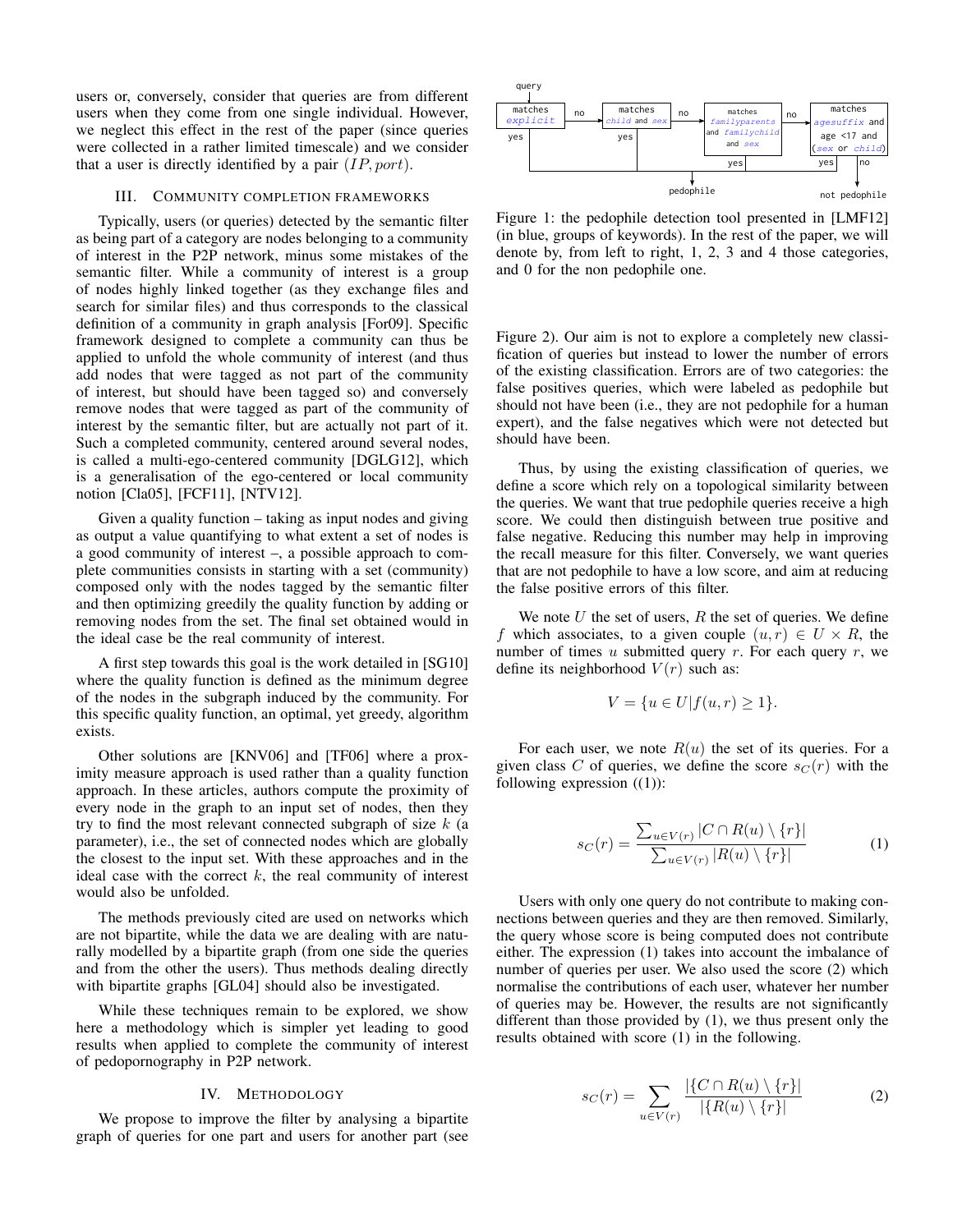users or, conversely, consider that queries are from different users when they come from one single individual. However, we neglect this effect in the rest of the paper (since queries were collected in a rather limited timescale) and we consider that a user is directly identified by a pair $(IP, port)$.

## III. Community Completion Frameworks

Typically, users (or queries) detected by the semantic filter as being part of a category are nodes belonging to a community of interest in the P2P network, minus some mistakes of the semantic filter. While a community of interest is a group of nodes highly linked together (as they exchange files and search for similar files) and thus corresponds to the classical definition of a community in graph analysis [For09]. Specific framework designed to complete a community can thus be applied to unfold the whole community of interest (and thus add nodes that were tagged as not part of the community of interest, but should have been tagged so) and conversely remove nodes that were tagged as part of the community of interest by the semantic filter, but are actually not part of it. Such a completed community, centered around several nodes, is called a multi-ego-centered community [DGLG12], which is a generalisation of the ego-centered or local community notion [Cla05], [FCF11], [NTV12].

Given a quality function – taking as input nodes and giving as output a value quantifying to what extent a set of nodes is a good community of interest –, a possible approach to complete communities consists in starting with a set (community) composed only with the nodes tagged by the semantic filter and then optimizing greedily the quality function by adding or removing nodes from the set. The final set obtained would in the ideal case be the real community of interest.

A first step towards this goal is the work detailed in [SG10] where the quality function is defined as the minimum degree of the nodes in the subgraph induced by the community. For this specific quality function, an optimal, yet greedy, algorithm exists.

Other solutions are [KNV06] and [TF06] where a proximity measure approach is used rather than a quality function approach. In these articles, authors compute the proximity of every node in the graph to an input set of nodes, then they try to find the most relevant connected subgraph of size $k$ (a parameter), i.e., the set of connected nodes which are globally the closest to the input set. With these approaches and in the ideal case with the correct $k$, the real community of interest would also be unfolded.

The methods previously cited are used on networks which are not bipartite, while the data we are dealing with are naturally modelled by a bipartite graph (from one side the queries and from the other the users). Thus methods dealing directly with bipartite graphs [GL04] should also be investigated.

While these techniques remain to be explored, we show here a methodology which is simpler yet leading to good results when applied to complete the community of interest of pedopornography in P2P network.

## IV. Methodology

We propose to improve the filter by analysing a bipartite graph of queries for one part and users for another part (see Figure 2). Our aim is not to explore a completely new classification of queries but instead to lower the number of errors of the existing classification. Errors are of two categories: the false positives queries, which were labeled as pedophile but should not have been (i.e., they are not pedophile for a human expert), and the false negatives which were not detected but should have been.

Figure 1: the pedophile detection tool presented in [LMF12] (in blue, groups of keywords). In the rest of the paper, we will denote by, from left to right, 1, 2, 3 and 4 those categories, and 0 for the non pedophile one.

Thus, by using the existing classification of queries, we define a score which rely on a topological similarity between the queries. We want that true pedophile queries receive a high score. We could then distinguish between true positive and false negative. Reducing this number may help in improving the recall measure for this filter. Conversely, we want queries that are not pedophile to have a low score, and aim at reducing the false positive errors of this filter.

We note $U$ the set of users, $R$ the set of queries. We define $f$ which associates, to a given couple $(u, r) \in U \times R$, the number of times $u$ submitted query $r$. For each query $r$, we define its neighborhood $V(r)$ such as:

$$V = \{u \in U | f(u, r) \geq 1\}.$$

For each user, we note $R(u)$ the set of its queries. For a given class $C$ of queries, we define the score $s_C(r)$ with the following expression ((1)):

$$s_C(r) = \frac{\sum_{u \in V(r)} |C \cap R(u) \setminus \{r\}|}{\sum_{u \in V(r)} |R(u) \setminus \{r\}|} \tag{1}$$

Users with only one query do not contribute to making connections between queries and they are then removed. Similarly, the query whose score is being computed does not contribute either. The expression (1) takes into account the imbalance of number of queries per user. We also used the score (2) which normalise the contributions of each user, whatever her number of queries may be. However, the results are not significantly different than those provided by (1), we thus present only the results obtained with score (1) in the following.

$$s_C(r) = \sum_{u \in V(r)} \frac{|\{C \cap R(u) \setminus \{r\}|}{|\{R(u) \setminus \{r\}|} \tag{2}$$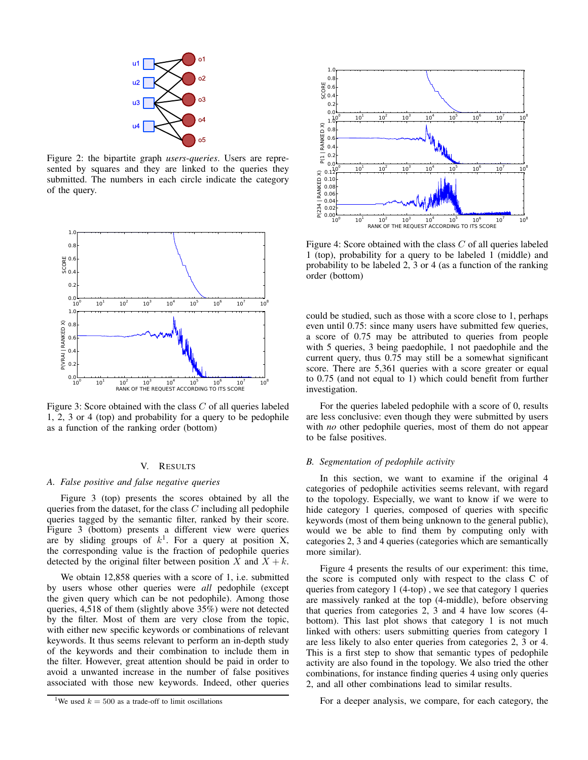Figure 2: the bipartite graph *users-queries*. Users are represented by squares and they are linked to the queries they submitted. The numbers in each circle indicate the category of the query.

Figure 3: Score obtained with the class $C$ of all queries labeled 1, 2, 3 or 4 (top) and probability for a query to be pedophile as a function of the ranking order (bottom)

## V. Results

### A. False positive and false negative queries

Figure 3 (top) presents the scores obtained by all the queries from the dataset, for the class $C$ including all pedophile queries tagged by the semantic filter, ranked by their score. Figure 3 (bottom) presents a different view were queries are by sliding groups of $k$[1]. For a query at position X, the corresponding value is the fraction of pedophile queries detected by the original filter between position $X$ and $X + k$.

We obtain 12,858 queries with a score of 1, i.e. submitted by users whose other queries were *all* pedophile (except the given query which can be not pedophile). Among those queries, 4,518 of them (slightly above 35%) were not detected by the filter. Most of them are very close from the topic, with either new specific keywords or combinations of relevant keywords. It thus seems relevant to perform an in-depth study of the keywords and their combination to include them in the filter. However, great attention should be paid in order to avoid a unwanted increase in the number of false positives associated with those new keywords. Indeed, other queries could be studied, such as those with a score close to 1, perhaps even until 0.75: since many users have submitted few queries, a score of 0.75 may be attributed to queries from people with 5 queries, 3 being paedophile, 1 not paedophile and the current query, thus 0.75 may still be a somewhat significant score. There are 5,361 queries with a score greater or equal to 0.75 (and not equal to 1) which could benefit from further investigation.

For the queries labeled pedophile with a score of 0, results are less conclusive: even though they were submitted by users with *no* other pedophile queries, most of them do not appear to be false positives.

[1] We used $k = 500$ as a trade-off to limit oscillations

Figure 4: Score obtained with the class $C$ of all queries labeled 1 (top), probability for a query to be labeled 1 (middle) and probability to be labeled 2, 3 or 4 (as a function of the ranking order (bottom)

### B. Segmentation of pedophile activity

In this section, we want to examine if the original 4 categories of pedophile activities seems relevant, with regard to the topology. Especially, we want to know if we were to hide category 1 queries, composed of queries with specific keywords (most of them being unknown to the general public), would we be able to find them by computing only with categories 2, 3 and 4 queries (categories which are semantically more similar).

Figure 4 presents the results of our experiment: this time, the score is computed only with respect to the class C of queries from category 1 (4-top) , we see that category 1 queries are massively ranked at the top (4-middle), before observing that queries from categories 2, 3 and 4 have low scores (4-bottom). This last plot shows that category 1 is not much linked with others: users submitting queries from category 1 are less likely to also enter queries from categories 2, 3 or 4. This is a first step to show that semantic types of pedophile activity are also found in the topology. We also tried the other combinations, for instance finding queries 4 using only queries 2, and all other combinations lead to similar results.

For a deeper analysis, we compare, for each category, the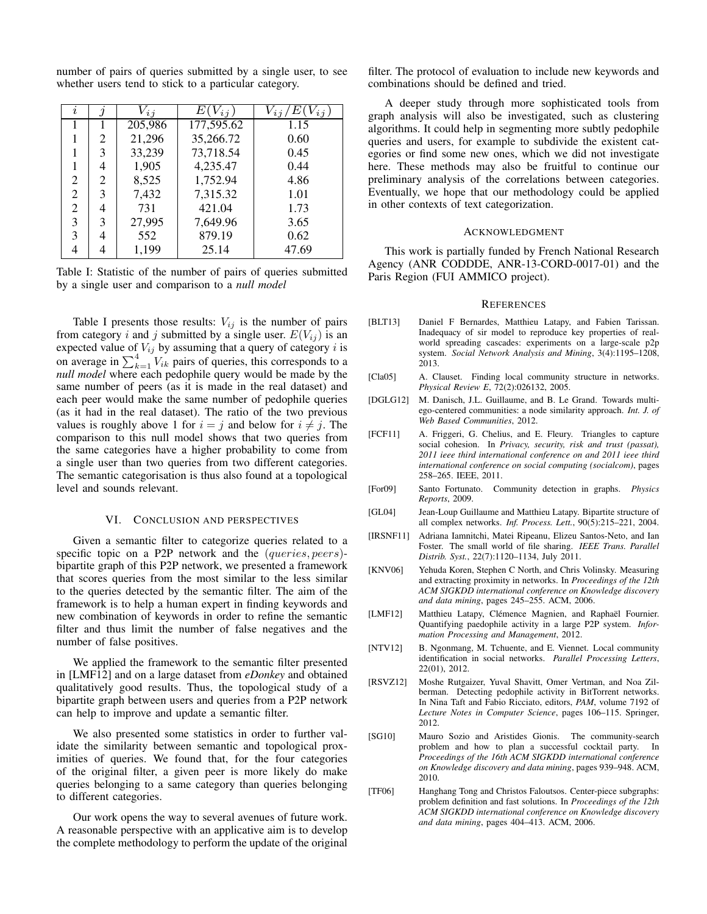number of pairs of queries submitted by a single user, to see whether users tend to stick to a particular category.

| $i$ | $j$ | $V_{ij}$ | $E(V_{ij})$ | $V_{ij}/E(V_{ij})$ |
|---|---|---|---|---|
| 1 | 1 | 205,986 | 177,595.62 | 1.15 |
| 1 | 2 | 21,296 | 35,266.72 | 0.60 |
| 1 | 3 | 33,239 | 73,718.54 | 0.45 |
| 1 | 4 | 1,905 | 4,235.47 | 0.44 |
| 2 | 2 | 8,525 | 1,752.94 | 4.86 |
| 2 | 3 | 7,432 | 7,315.32 | 1.01 |
| 2 | 4 | 731 | 421.04 | 1.73 |
| 3 | 3 | 27,995 | 7,649.96 | 3.65 |
| 3 | 4 | 552 | 879.19 | 0.62 |
| 4 | 4 | 1,199 | 25.14 | 47.69 |

Table I: Statistic of the number of pairs of queries submitted by a single user and comparison to a *null model*

Table I presents those results: $V_{ij}$ is the number of pairs from category $i$ and $j$ submitted by a single user. $E(V_{ij})$ is an expected value of $V_{ij}$ by assuming that a query of category $i$ is on average in $\sum_{k=1}^{4} V_{ik}$ pairs of queries, this corresponds to a *null model* where each pedophile query would be made by the same number of peers (as it is made in the real dataset) and each peer would make the same number of pedophile queries (as it had in the real dataset). The ratio of the two previous values is roughly above 1 for $i = j$ and below for $i \neq j$. The comparison to this null model shows that two queries from the same categories have a higher probability to come from a single user than two queries from two different categories. The semantic categorisation is thus also found at a topological level and sounds relevant.

## VI. Conclusion and perspectives

Given a semantic filter to categorize queries related to a specific topic on a P2P network and the $(queries, peers)$-bipartite graph of this P2P network, we presented a framework that scores queries from the most similar to the less similar to the queries detected by the semantic filter. The aim of the framework is to help a human expert in finding keywords and new combination of keywords in order to refine the semantic filter and thus limit the number of false negatives and the number of false positives.

We applied the framework to the semantic filter presented in [LMF12] and on a large dataset from *eDonkey* and obtained qualitatively good results. Thus, the topological study of a bipartite graph between users and queries from a P2P network can help to improve and update a semantic filter.

We also presented some statistics in order to further validate the similarity between semantic and topological proximities of queries. We found that, for the four categories of the original filter, a given peer is more likely do make queries belonging to a same category than queries belonging to different categories.

Our work opens the way to several avenues of future work. A reasonable perspective with an applicative aim is to develop the complete methodology to perform the update of the original filter. The protocol of evaluation to include new keywords and combinations should be defined and tried.

A deeper study through more sophisticated tools from graph analysis will also be investigated, such as clustering algorithms. It could help in segmenting more subtly pedophile queries and users, for example to subdivide the existent categories or find some new ones, which we did not investigate here. These methods may also be fruitful to continue our preliminary analysis of the correlations between categories. Eventually, we hope that our methodology could be applied in other contexts of text categorization.

## Acknowledgment

This work is partially funded by French National Research Agency (ANR CODDDE, ANR-13-CORD-0017-01) and the Paris Region (FUI AMMICO project).

## References

- [BLT13] Daniel F Bernardes, Matthieu Latapy, and Fabien Tarissan. Inadequacy of sir model to reproduce key properties of real-world spreading cascades: experiments on a large-scale p2p system. *Social Network Analysis and Mining*, 3(4):1195–1208, 2013.
- [Cla05] A. Clauset. Finding local community structure in networks. *Physical Review E*, 72(2):026132, 2005.
- [DGLG12] M. Danisch, J.L. Guillaume, and B. Le Grand. Towards multi-ego-centered communities: a node similarity approach. *Int. J. of Web Based Communities*, 2012.
- [FCF11] A. Friggeri, G. Chelius, and E. Fleury. Triangles to capture social cohesion. In *Privacy, security, risk and trust (passat), 2011 ieee third international conference on and 2011 ieee third international conference on social computing (socialcom)*, pages 258–265. IEEE, 2011.
- [For09] Santo Fortunato. Community detection in graphs. *Physics Reports*, 2009.
- [GL04] Jean-Loup Guillaume and Matthieu Latapy. Bipartite structure of all complex networks. *Inf. Process. Lett.*, 90(5):215–221, 2004.
- [IRSNF11] Adriana Iamnitchi, Matei Ripeanu, Elizeu Santos-Neto, and Ian Foster. The small world of file sharing. *IEEE Trans. Parallel Distrib. Syst.*, 22(7):1120–1134, July 2011.
- [KNV06] Yehuda Koren, Stephen C North, and Chris Volinsky. Measuring and extracting proximity in networks. In *Proceedings of the 12th ACM SIGKDD international conference on Knowledge discovery and data mining*, pages 245–255. ACM, 2006.
- [LMF12] Matthieu Latapy, Clémence Magnien, and Raphaël Fournier. Quantifying paedophile activity in a large P2P system. *Information Processing and Management*, 2012.
- [NTV12] B. Ngonmang, M. Tchuente, and E. Viennet. Local community identification in social networks. *Parallel Processing Letters*, 22(01), 2012.
- [RSVZ12] Moshe Rutgaizer, Yuval Shavitt, Omer Vertman, and Noa Zilberman. Detecting pedophile activity in BitTorrent networks. In Nina Taft and Fabio Ricciato, editors, *PAM*, volume 7192 of *Lecture Notes in Computer Science*, pages 106–115. Springer, 2012.
- [SG10] Mauro Sozio and Aristides Gionis. The community-search problem and how to plan a successful cocktail party. In *Proceedings of the 16th ACM SIGKDD international conference on Knowledge discovery and data mining*, pages 939–948. ACM, 2010.
- [TF06] Hanghang Tong and Christos Faloutsos. Center-piece subgraphs: problem definition and fast solutions. In *Proceedings of the 12th ACM SIGKDD international conference on Knowledge discovery and data mining*, pages 404–413. ACM, 2006.